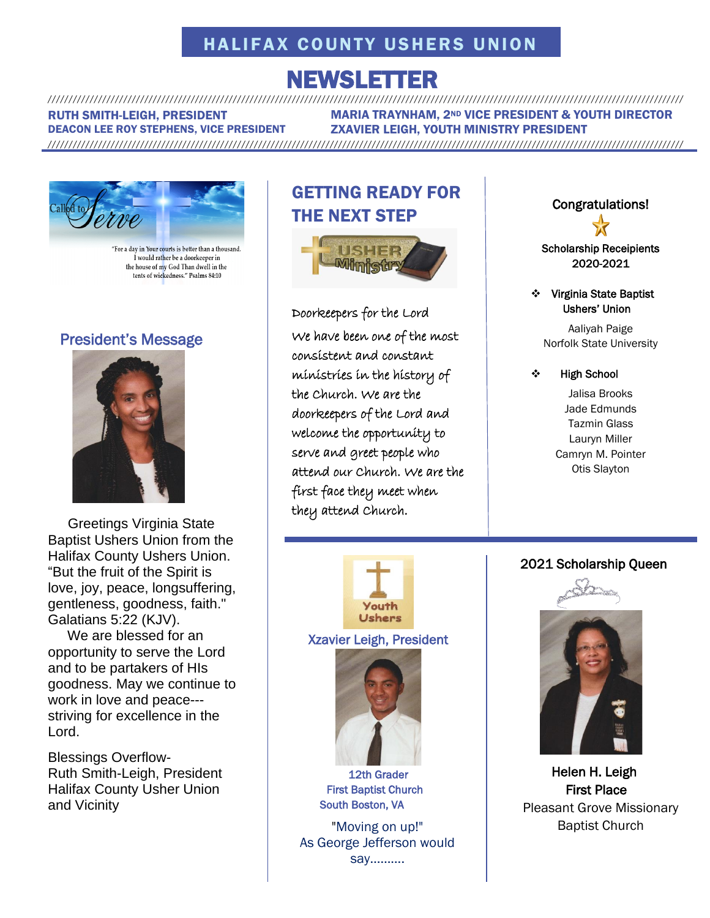# HALIFAX COUNTY USHERS UNION

# NEWSLETTER

**RUTH SMITH-LEIGH, PRESIDENT**
**DEACON LEE ROY STEPHENS, VICE PRESIDENT**
**MARIA TRAYNHAM, 2ND VICE PRESIDENT & YOUTH DIRECTOR**
**ZXAVIER LEIGH, YOUTH MINISTRY PRESIDENT**

Called to Serve

"For a day in Your courts is better than a thousand. I would rather be a doorkeeper in the house of my God Than dwell in the tents of wickedness." Psalms 84:10

## President's Message

Greetings Virginia State Baptist Ushers Union from the Halifax County Ushers Union. "But the fruit of the Spirit is love, joy, peace, longsuffering, gentleness, goodness, faith." Galatians 5:22 (KJV).

We are blessed for an opportunity to serve the Lord and to be partakers of HIs goodness. May we continue to work in love and peace---striving for excellence in the Lord.

Blessings Overflow-
Ruth Smith-Leigh, President
Halifax County Usher Union and Vicinity

## GETTING READY FOR THE NEXT STEP

USHER Ministry

Doorkeepers for the Lord

We have been one of the most consistent and constant ministries in the history of the Church. We are the doorkeepers of the Lord and welcome the opportunity to serve and greet people who attend our Church. We are the first face they meet when they attend Church.

## Congratulations!

Scholarship Receipients 2020-2021

- **Virginia State Baptist Ushers' Union**

  Aaliyah Paige
  Norfolk State University

- **High School**

  Jalisa Brooks
  Jade Edmunds
  Tazmin Glass
  Lauryn Miller
  Camryn M. Pointer
  Otis Slayton

Youth Ushers

## Xzavier Leigh, President

12th Grader
First Baptist Church
South Boston, VA

"Moving on up!"
As George Jefferson would say..........

## 2021 Scholarship Queen

**Helen H. Leigh**
**First Place**
Pleasant Grove Missionary Baptist Church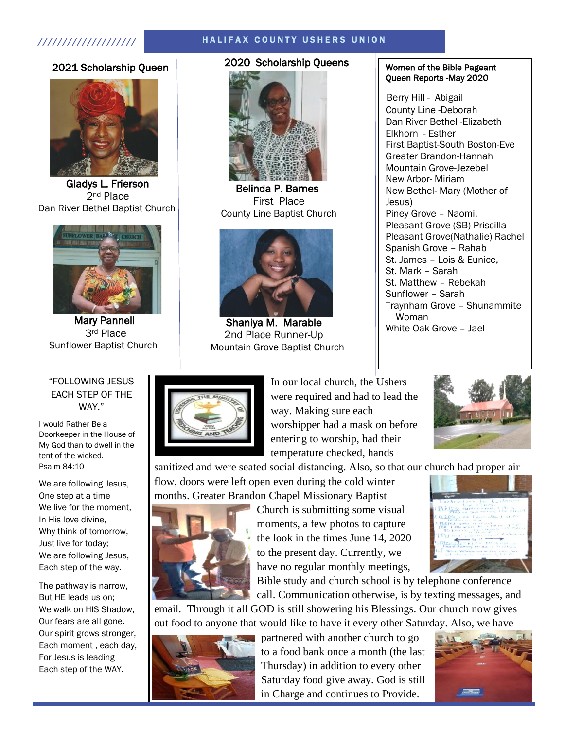## 2021 Scholarship Queen

**Gladys L. Frierson**
2nd Place
Dan River Bethel Baptist Church

**Mary Pannell**
3rd Place
Sunflower Baptist Church

## 2020 Scholarship Queens

**Belinda P. Barnes**
First Place
County Line Baptist Church

**Shaniya M. Marable**
2nd Place Runner-Up
Mountain Grove Baptist Church

## Women of the Bible Pageant Queen Reports -May 2020

Berry Hill - Abigail
County Line -Deborah
Dan River Bethel -Elizabeth
Elkhorn - Esther
First Baptist-South Boston-Eve
Greater Brandon-Hannah
Mountain Grove-Jezebel
New Arbor- Miriam
New Bethel- Mary (Mother of Jesus)
Piney Grove – Naomi,
Pleasant Grove (SB) Priscilla
Pleasant Grove(Nathalie) Rachel
Spanish Grove – Rahab
St. James – Lois & Eunice,
St. Mark – Sarah
St. Matthew – Rebekah
Sunflower – Sarah
Traynham Grove – Shunammite Woman
White Oak Grove – Jael

## "FOLLOWING JESUS EACH STEP OF THE WAY."

I would Rather Be a Doorkeeper in the House of My God than to dwell in the tent of the wicked.
Psalm 84:10

We are following Jesus,
One step at a time
We live for the moment,
In His love divine,
Why think of tomorrow,
Just live for today;
We are following Jesus,
Each step of the way.

The pathway is narrow,
But HE leads us on;
We walk on HIS Shadow,
Our fears are all gone.
Our spirit grows stronger,
Each moment , each day,
For Jesus is leading
Each step of the WAY.

In our local church, the Ushers were required and had to lead the way. Making sure each worshipper had a mask on before entering to worship, had their temperature checked, hands sanitized and were seated social distancing. Also, so that our church had proper air flow, doors were left open even during the cold winter months. Greater Brandon Chapel Missionary Baptist Church is submitting some visual moments, a few photos to capture the look in the times June 14, 2020 to the present day. Currently, we have no regular monthly meetings, Bible study and church school is by telephone conference call. Communication otherwise, is by texting messages, and email. Through it all GOD is still showering his Blessings. Our church now gives out food to anyone that would like to have it every other Saturday. Also, we have partnered with another church to go to a food bank once a month (the last Thursday) in addition to every other Saturday food give away. God is still in Charge and continues to Provide.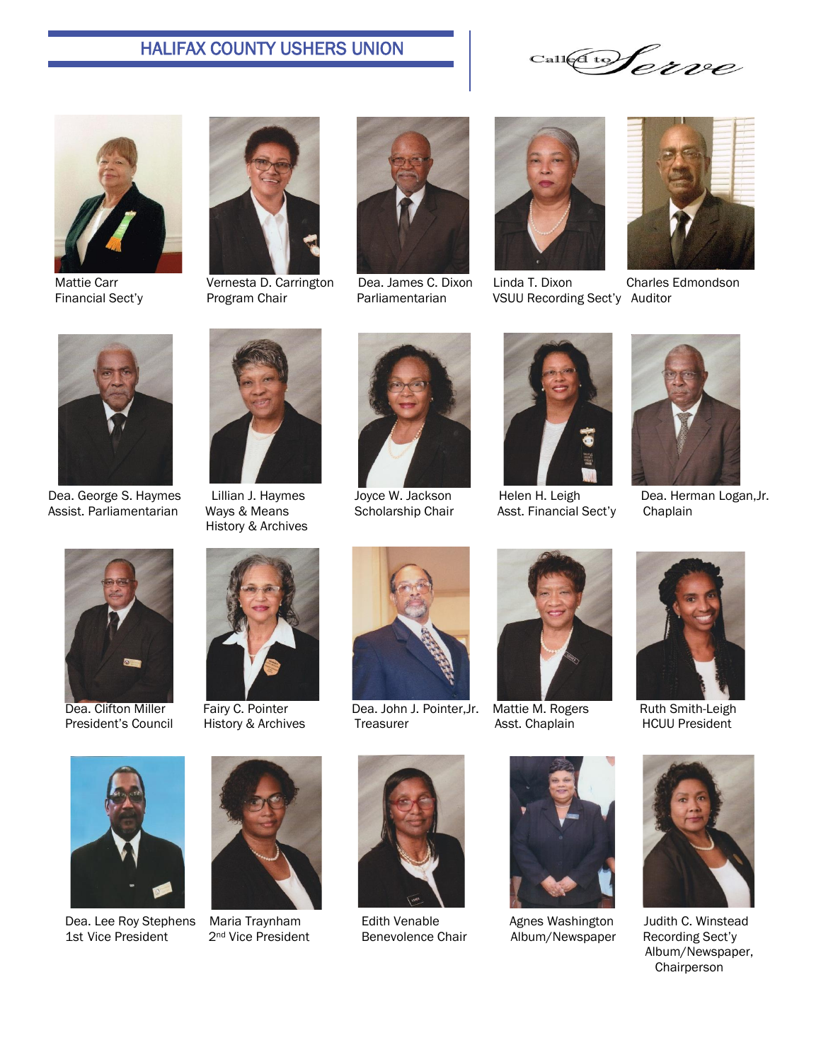## HALIFAX COUNTY USHERS UNION

*Called to Serve*

Mattie Carr
Financial Sect'y

Vernesta D. Carrington
Program Chair

Dea. James C. Dixon
Parliamentarian

Linda T. Dixon
VSUU Recording Sect'y

Charles Edmondson
Auditor

Dea. George S. Haymes
Assist. Parliamentarian

Lillian J. Haymes
Ways & Means
History & Archives

Joyce W. Jackson
Scholarship Chair

Helen H. Leigh
Asst. Financial Sect'y

Dea. Herman Logan,Jr.
Chaplain

Dea. Clifton Miller
President's Council

Fairy C. Pointer
History & Archives

Dea. John J. Pointer,Jr.
Treasurer

Mattie M. Rogers
Asst. Chaplain

Ruth Smith-Leigh
HCUU President

Dea. Lee Roy Stephens
1st Vice President

Maria Traynham
2nd Vice President

Edith Venable
Benevolence Chair

Agnes Washington
Album/Newspaper

Judith C. Winstead
Recording Sect'y
Album/Newspaper,
Chairperson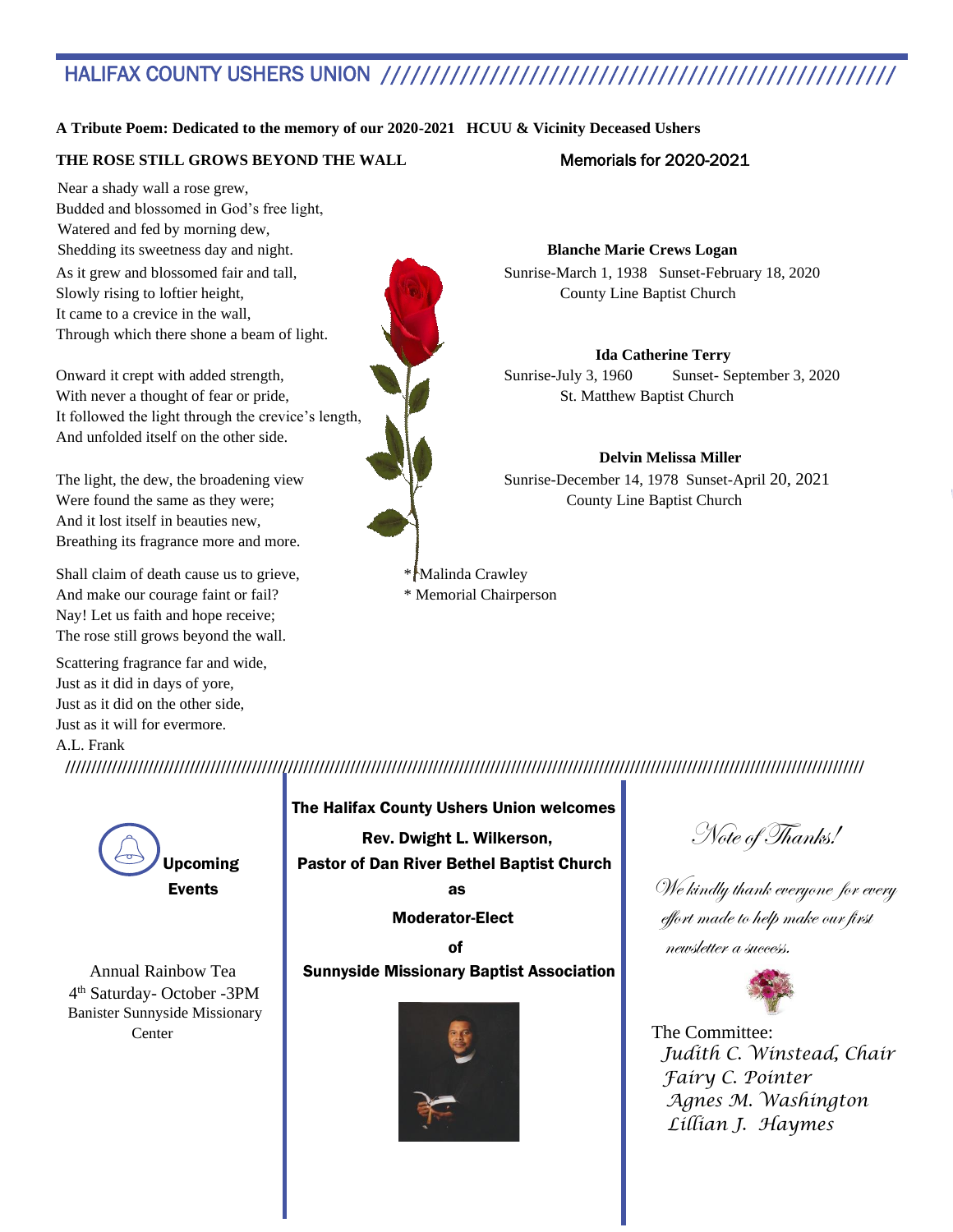## HALIFAX COUNTY USHERS UNION

**A Tribute Poem: Dedicated to the memory of our 2020-2021 HCUU & Vicinity Deceased Ushers**

**THE ROSE STILL GROWS BEYOND THE WALL**

Near a shady wall a rose grew,
Budded and blossomed in God's free light,
Watered and fed by morning dew,
Shedding its sweetness day and night.
As it grew and blossomed fair and tall,
Slowly rising to loftier height,
It came to a crevice in the wall,
Through which there shone a beam of light.

Onward it crept with added strength,
With never a thought of fear or pride,
It followed the light through the crevice's length,
And unfolded itself on the other side.

The light, the dew, the broadening view
Were found the same as they were;
And it lost itself in beauties new,
Breathing its fragrance more and more.

Shall claim of death cause us to grieve,
And make our courage faint or fail?
Nay! Let us faith and hope receive;
The rose still grows beyond the wall.

Scattering fragrance far and wide,
Just as it did in days of yore,
Just as it did on the other side,
Just as it will for evermore.

A.L. Frank

### Memorials for 2020-2021

**Blanche Marie Crews Logan**
Sunrise-March 1, 1938 Sunset-February 18, 2020
County Line Baptist Church

**Ida Catherine Terry**
Sunrise-July 3, 1960 Sunset- September 3, 2020
St. Matthew Baptist Church

**Delvin Melissa Miller**
Sunrise-December 14, 1978 Sunset-April 20, 2021
County Line Baptist Church

* Malinda Crawley
* Memorial Chairperson

---

**Upcoming Events**

Annual Rainbow Tea
4th Saturday- October -3PM
Banister Sunnyside Missionary Center

**The Halifax County Ushers Union welcomes**

**Rev. Dwight L. Wilkerson,**

**Pastor of Dan River Bethel Baptist Church**

**as**

**Moderator-Elect**

**of**

**Sunnyside Missionary Baptist Association**

*Note of Thanks!*

*We kindly thank everyone for every effort made to help make our first newsletter a success.*

The Committee:
*Judith C. Winstead, Chair*
*Fairy C. Pointer*
*Agnes M. Washington*
*Lillian J. Haymes*